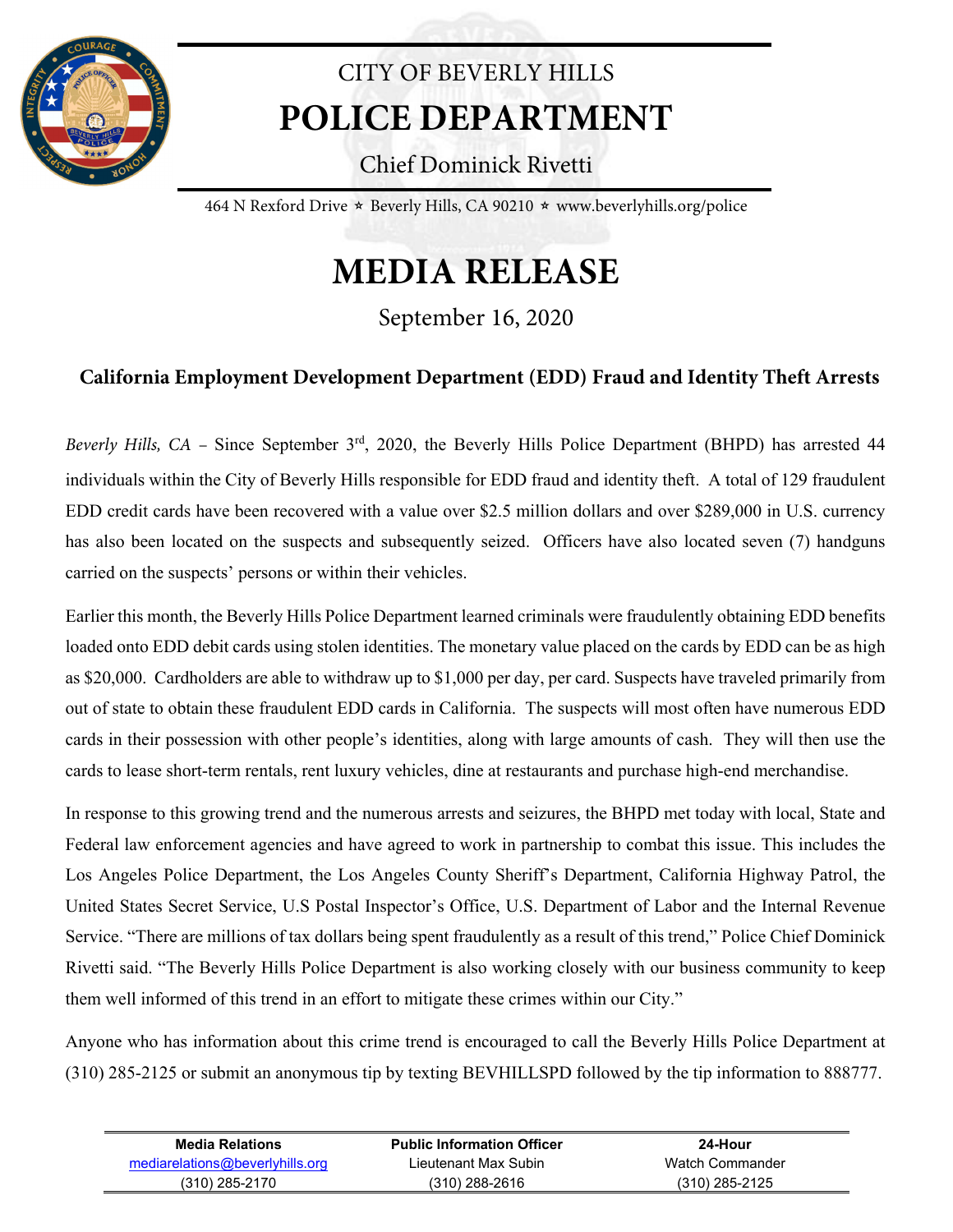# CITY OF BEVERLY HILLS

# POLICE DEPARTMENT

Chief Dominick Rivetti

464 N Rexford Drive ⋆ Beverly Hills, CA 90210 ⋆ www.beverlyhills.org/police

# MEDIA RELEASE

September 16, 2020

## California Employment Development Department (EDD) Fraud and Identity Theft Arrests

*Beverly Hills, CA* – Since September 3rd, 2020, the Beverly Hills Police Department (BHPD) has arrested 44 individuals within the City of Beverly Hills responsible for EDD fraud and identity theft. A total of 129 fraudulent EDD credit cards have been recovered with a value over $2.5 million dollars and over $289,000 in U.S. currency has also been located on the suspects and subsequently seized. Officers have also located seven (7) handguns carried on the suspects' persons or within their vehicles.

Earlier this month, the Beverly Hills Police Department learned criminals were fraudulently obtaining EDD benefits loaded onto EDD debit cards using stolen identities. The monetary value placed on the cards by EDD can be as high as $20,000. Cardholders are able to withdraw up to $1,000 per day, per card. Suspects have traveled primarily from out of state to obtain these fraudulent EDD cards in California. The suspects will most often have numerous EDD cards in their possession with other people's identities, along with large amounts of cash. They will then use the cards to lease short-term rentals, rent luxury vehicles, dine at restaurants and purchase high-end merchandise.

In response to this growing trend and the numerous arrests and seizures, the BHPD met today with local, State and Federal law enforcement agencies and have agreed to work in partnership to combat this issue. This includes the Los Angeles Police Department, the Los Angeles County Sheriff's Department, California Highway Patrol, the United States Secret Service, U.S Postal Inspector's Office, U.S. Department of Labor and the Internal Revenue Service. "There are millions of tax dollars being spent fraudulently as a result of this trend," Police Chief Dominick Rivetti said. "The Beverly Hills Police Department is also working closely with our business community to keep them well informed of this trend in an effort to mitigate these crimes within our City."

Anyone who has information about this crime trend is encouraged to call the Beverly Hills Police Department at (310) 285-2125 or submit an anonymous tip by texting BEVHILLSPD followed by the tip information to 888777.

| Media Relations | Public Information Officer | 24-Hour |
| --- | --- | --- |
| mediarelations@beverlyhills.org | Lieutenant Max Subin | Watch Commander |
| (310) 285-2170 | (310) 288-2616 | (310) 285-2125 |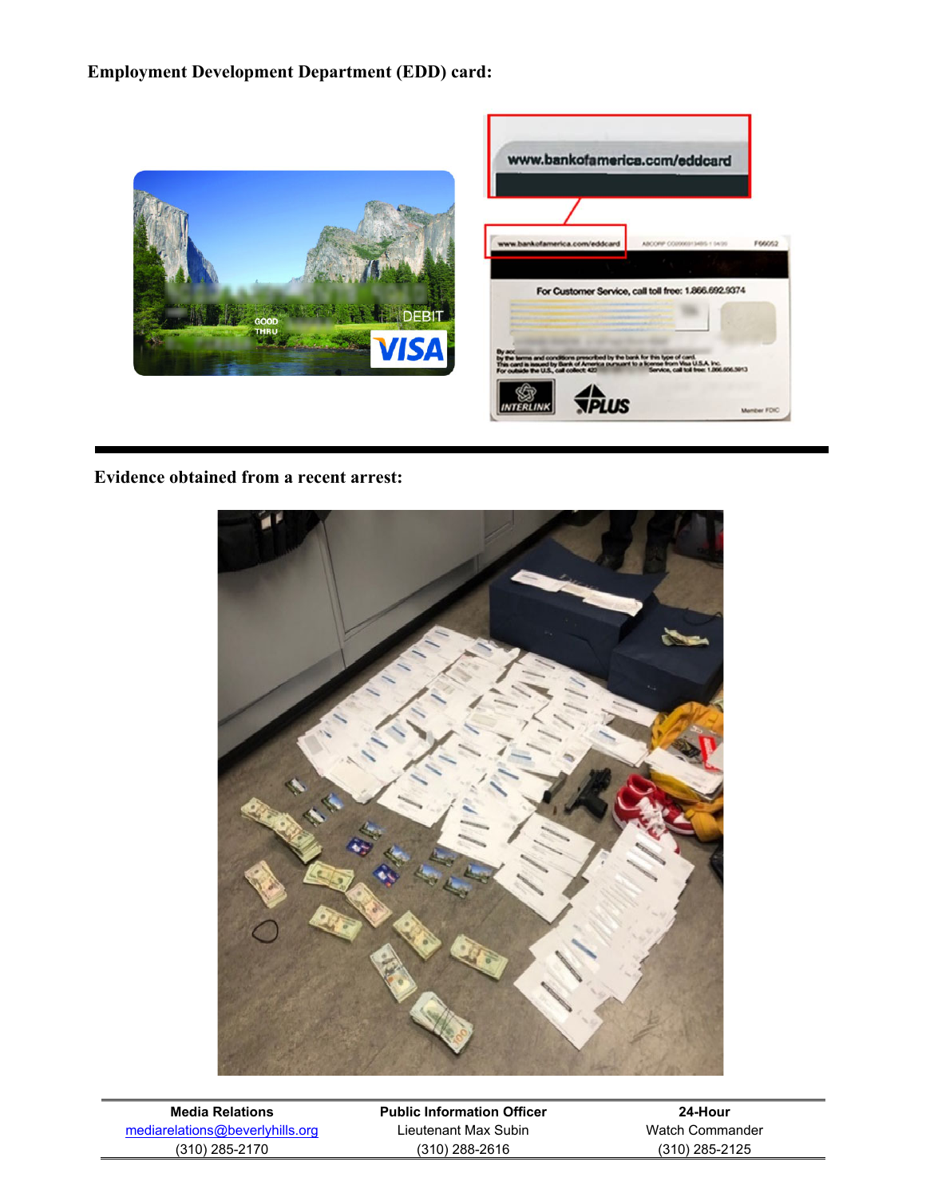**Employment Development Department (EDD) card:**

**Evidence obtained from a recent arrest:**

| Media Relations | Public Information Officer | 24-Hour |
|---|---|---|
| mediarelations@beverlyhills.org | Lieutenant Max Subin | Watch Commander |
| (310) 285-2170 | (310) 288-2616 | (310) 285-2125 |